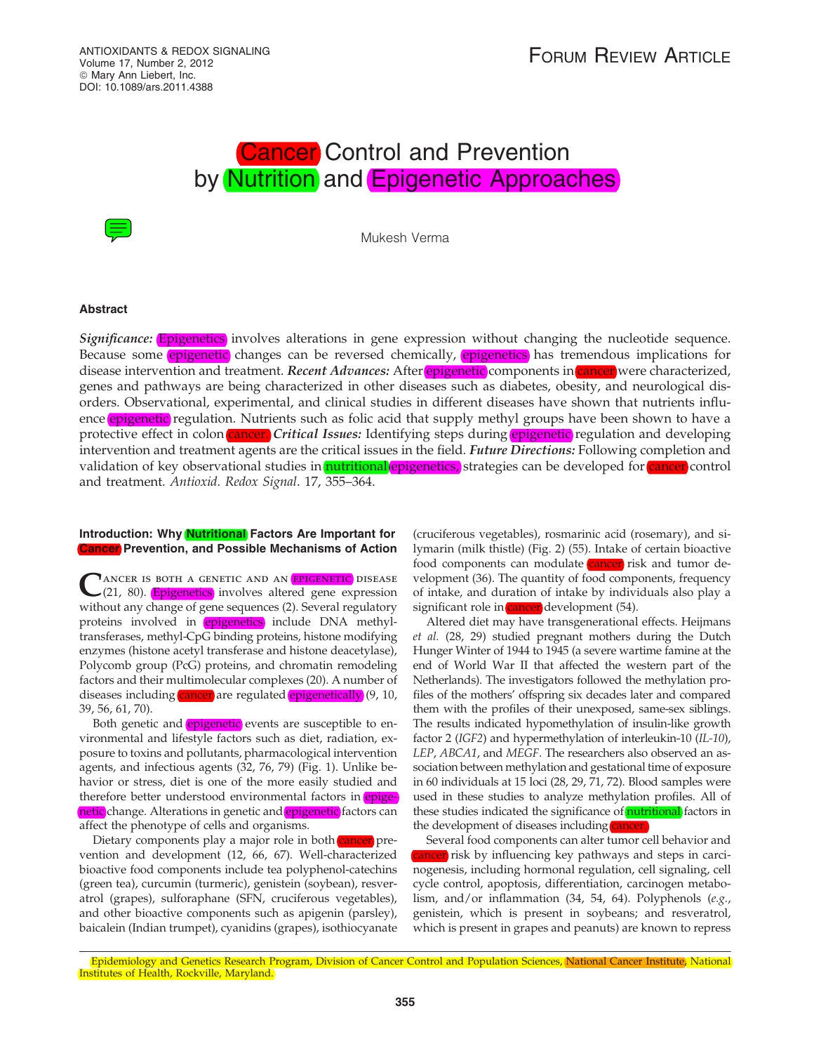FORUM REVIEW ARTICLE

# Cancer Control and Prevention by Nutrition and Epigenetic Approaches

Mukesh Verma

## Abstract

***Significance:*** Epigenetics involves alterations in gene expression without changing the nucleotide sequence. Because some epigenetic changes can be reversed chemically, epigenetics has tremendous implications for disease intervention and treatment. ***Recent Advances:*** After epigenetic components in cancer were characterized, genes and pathways are being characterized in other diseases such as diabetes, obesity, and neurological disorders. Observational, experimental, and clinical studies in different diseases have shown that nutrients influence epigenetic regulation. Nutrients such as folic acid that supply methyl groups have been shown to have a protective effect in colon cancer. ***Critical Issues:*** Identifying steps during epigenetic regulation and developing intervention and treatment agents are the critical issues in the field. ***Future Directions:*** Following completion and validation of key observational studies in nutritional epigenetics, strategies can be developed for cancer control and treatment. *Antioxid. Redox Signal*. 17, 355–364.

## Introduction: Why Nutritional Factors Are Important for Cancer Prevention, and Possible Mechanisms of Action

Cancer is both a genetic and an epigenetic disease (21, 80). Epigenetics involves altered gene expression without any change of gene sequences (2). Several regulatory proteins involved in epigenetics include DNA methyltransferases, methyl-CpG binding proteins, histone modifying enzymes (histone acetyl transferase and histone deacetylase), Polycomb group (PcG) proteins, and chromatin remodeling factors and their multimolecular complexes (20). A number of diseases including cancer are regulated epigenetically (9, 10, 39, 56, 61, 70).

Both genetic and epigenetic events are susceptible to environmental and lifestyle factors such as diet, radiation, exposure to toxins and pollutants, pharmacological intervention agents, and infectious agents (32, 76, 79) (Fig. 1). Unlike behavior or stress, diet is one of the more easily studied and therefore better understood environmental factors in epigenetic change. Alterations in genetic and epigenetic factors can affect the phenotype of cells and organisms.

Dietary components play a major role in both cancer prevention and development (12, 66, 67). Well-characterized bioactive food components include tea polyphenol-catechins (green tea), curcumin (turmeric), genistein (soybean), resveratrol (grapes), sulforaphane (SFN, cruciferous vegetables), and other bioactive components such as apigenin (parsley), baicalein (Indian trumpet), cyanidins (grapes), isothiocyanate (cruciferous vegetables), rosmarinic acid (rosemary), and silymarin (milk thistle) (Fig. 2) (55). Intake of certain bioactive food components can modulate cancer risk and tumor development (36). The quantity of food components, frequency of intake, and duration of intake by individuals also play a significant role in cancer development (54).

Altered diet may have transgenerational effects. Heijmans *et al.* (28, 29) studied pregnant mothers during the Dutch Hunger Winter of 1944 to 1945 (a severe wartime famine at the end of World War II that affected the western part of the Netherlands). The investigators followed the methylation profiles of the mothers' offspring six decades later and compared them with the profiles of their unexposed, same-sex siblings. The results indicated hypomethylation of insulin-like growth factor 2 (*IGF2*) and hypermethylation of interleukin-10 (*IL-10*), *LEP*, *ABCA1*, and *MEGF*. The researchers also observed an association between methylation and gestational time of exposure in 60 individuals at 15 loci (28, 29, 71, 72). Blood samples were used in these studies to analyze methylation profiles. All of these studies indicated the significance of nutritional factors in the development of diseases including cancer.

Several food components can alter tumor cell behavior and cancer risk by influencing key pathways and steps in carcinogenesis, including hormonal regulation, cell signaling, cell cycle control, apoptosis, differentiation, carcinogen metabolism, and/or inflammation (34, 54, 64). Polyphenols (*e.g.*, genistein, which is present in soybeans; and resveratrol, which is present in grapes and peanuts) are known to repress

Epidemiology and Genetics Research Program, Division of Cancer Control and Population Sciences, National Cancer Institute, National Institutes of Health, Rockville, Maryland.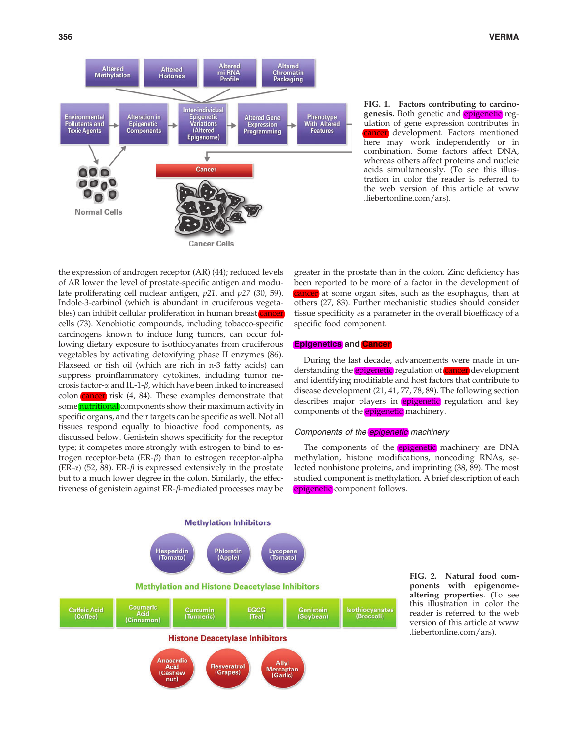FIG. 1. **Factors contributing to carcinogenesis.** Both genetic and epigenetic regulation of gene expression contributes in cancer development. Factors mentioned here may work independently or in combination. Some factors affect DNA, whereas others affect proteins and nucleic acids simultaneously. (To see this illustration in color the reader is referred to the web version of this article at www.liebertonline.com/ars).

the expression of androgen receptor (AR) (44); reduced levels of AR lower the level of prostate-specific antigen and modulate proliferating cell nuclear antigen, *p21*, and *p27* (30, 59). Indole-3-carbinol (which is abundant in cruciferous vegetables) can inhibit cellular proliferation in human breast cancer cells (73). Xenobiotic compounds, including tobacco-specific carcinogens known to induce lung tumors, can occur following dietary exposure to isothiocyanates from cruciferous vegetables by activating detoxifying phase II enzymes (86). Flaxseed or fish oil (which are rich in n-3 fatty acids) can suppress proinflammatory cytokines, including tumor necrosis factor-$\alpha$ and IL-1-$\beta$, which have been linked to increased colon cancer risk (4, 84). These examples demonstrate that some nutritional components show their maximum activity in specific organs, and their targets can be specific as well. Not all tissues respond equally to bioactive food components, as discussed below. Genistein shows specificity for the receptor type; it competes more strongly with estrogen to bind to estrogen receptor-beta (ER-$\beta$) than to estrogen receptor-alpha (ER-$\alpha$) (52, 88). ER-$\beta$ is expressed extensively in the prostate but to a much lower degree in the colon. Similarly, the effectiveness of genistein against ER-$\beta$-mediated processes may be greater in the prostate than in the colon. Zinc deficiency has been reported to be more of a factor in the development of cancer at some organ sites, such as the esophagus, than at others (27, 83). Further mechanistic studies should consider tissue specificity as a parameter in the overall bioefficacy of a specific food component.

## Epigenetics and Cancer

During the last decade, advancements were made in understanding the epigenetic regulation of cancer development and identifying modifiable and host factors that contribute to disease development (21, 41, 77, 78, 89). The following section describes major players in epigenetic regulation and key components of the epigenetic machinery.

### *Components of the epigenetic machinery*

The components of the epigenetic machinery are DNA methylation, histone modifications, noncoding RNAs, selected nonhistone proteins, and imprinting (38, 89). The most studied component is methylation. A brief description of each epigenetic component follows.

FIG. 2. **Natural food components with epigenome-altering properties**. (To see this illustration in color the reader is referred to the web version of this article at www.liebertonline.com/ars).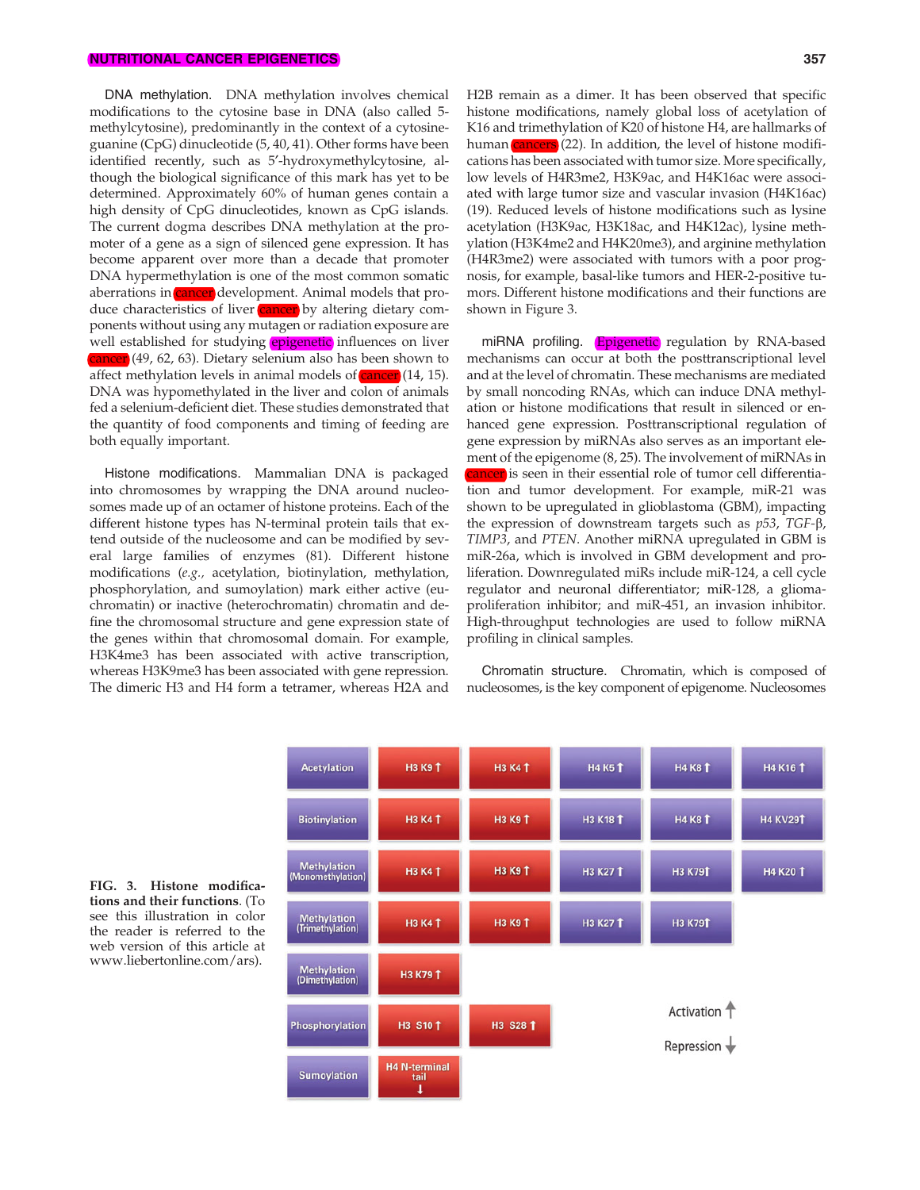**DNA methylation.** DNA methylation involves chemical modifications to the cytosine base in DNA (also called 5-methylcytosine), predominantly in the context of a cytosine-guanine (CpG) dinucleotide (5, 40, 41). Other forms have been identified recently, such as 5′-hydroxymethylcytosine, although the biological significance of this mark has yet to be determined. Approximately 60% of human genes contain a high density of CpG dinucleotides, known as CpG islands. The current dogma describes DNA methylation at the promoter of a gene as a sign of silenced gene expression. It has become apparent over more than a decade that promoter DNA hypermethylation is one of the most common somatic aberrations in cancer development. Animal models that produce characteristics of liver cancer by altering dietary components without using any mutagen or radiation exposure are well established for studying epigenetic influences on liver cancer (49, 62, 63). Dietary selenium also has been shown to affect methylation levels in animal models of cancer (14, 15). DNA was hypomethylated in the liver and colon of animals fed a selenium-deficient diet. These studies demonstrated that the quantity of food components and timing of feeding are both equally important.

**Histone modifications.** Mammalian DNA is packaged into chromosomes by wrapping the DNA around nucleosomes made up of an octamer of histone proteins. Each of the different histone types has N-terminal protein tails that extend outside of the nucleosome and can be modified by several large families of enzymes (81). Different histone modifications (*e.g.,* acetylation, biotinylation, methylation, phosphorylation, and sumoylation) mark either active (euchromatin) or inactive (heterochromatin) chromatin and define the chromosomal structure and gene expression state of the genes within that chromosomal domain. For example, H3K4me3 has been associated with active transcription, whereas H3K9me3 has been associated with gene repression. The dimeric H3 and H4 form a tetramer, whereas H2A and H2B remain as a dimer. It has been observed that specific histone modifications, namely global loss of acetylation of K16 and trimethylation of K20 of histone H4, are hallmarks of human cancers (22). In addition, the level of histone modifications has been associated with tumor size. More specifically, low levels of H4R3me2, H3K9ac, and H4K16ac were associated with large tumor size and vascular invasion (H4K16ac) (19). Reduced levels of histone modifications such as lysine acetylation (H3K9ac, H3K18ac, and H4K12ac), lysine methylation (H3K4me2 and H4K20me3), and arginine methylation (H4R3me2) were associated with tumors with a poor prognosis, for example, basal-like tumors and HER-2-positive tumors. Different histone modifications and their functions are shown in Figure 3.

**miRNA profiling.** Epigenetic regulation by RNA-based mechanisms can occur at both the posttranscriptional level and at the level of chromatin. These mechanisms are mediated by small noncoding RNAs, which can induce DNA methylation or histone modifications that result in silenced or enhanced gene expression. Posttranscriptional regulation of gene expression by miRNAs also serves as an important element of the epigenome (8, 25). The involvement of miRNAs in cancer is seen in their essential role of tumor cell differentiation and tumor development. For example, miR-21 was shown to be upregulated in glioblastoma (GBM), impacting the expression of downstream targets such as *p53*, *TGF-β*, *TIMP3*, and *PTEN*. Another miRNA upregulated in GBM is miR-26a, which is involved in GBM development and proliferation. Downregulated miRs include miR-124, a cell cycle regulator and neuronal differentiator; miR-128, a glioma-proliferation inhibitor; and miR-451, an invasion inhibitor. High-throughput technologies are used to follow miRNA profiling in clinical samples.

**Chromatin structure.** Chromatin, which is composed of nucleosomes, is the key component of epigenome. Nucleosomes

| Modification | | | | | |
|---|---|---|---|---|---|
| Acetylation | H3 K9 ↑ | H3 K4 ↑ | H4 K5 ↑ | H4 K8 ↑ | H4 K16 ↑ |
| Biotinylation | H3 K4 ↑ | H3 K9 ↑ | H3 K18 ↑ | H4 K8 ↑ | H4 KV29 ↑ |
| Methylation (Monomethylation) | H3 K4 ↑ | H3 K9 ↑ | H3 K27 ↑ | H3 K79 ↑ | H4 K20 ↑ |
| Methylation (Trimethylation) | H3 K4 ↑ | H3 K9 ↑ | H3 K27 ↑ | H3 K79 ↑ | |
| Methylation (Dimethylation) | H3 K79 ↑ | | | | |
| Phosphorylation | H3 S10 ↑ | H3 S28 ↑ | | | |
| Sumoylation | H4 N-terminal tail ↓ | | | | |

Activation ↑

Repression ↓

**FIG. 3. Histone modifications and their functions.** (To see this illustration in color the reader is referred to the web version of this article at www.liebertonline.com/ars).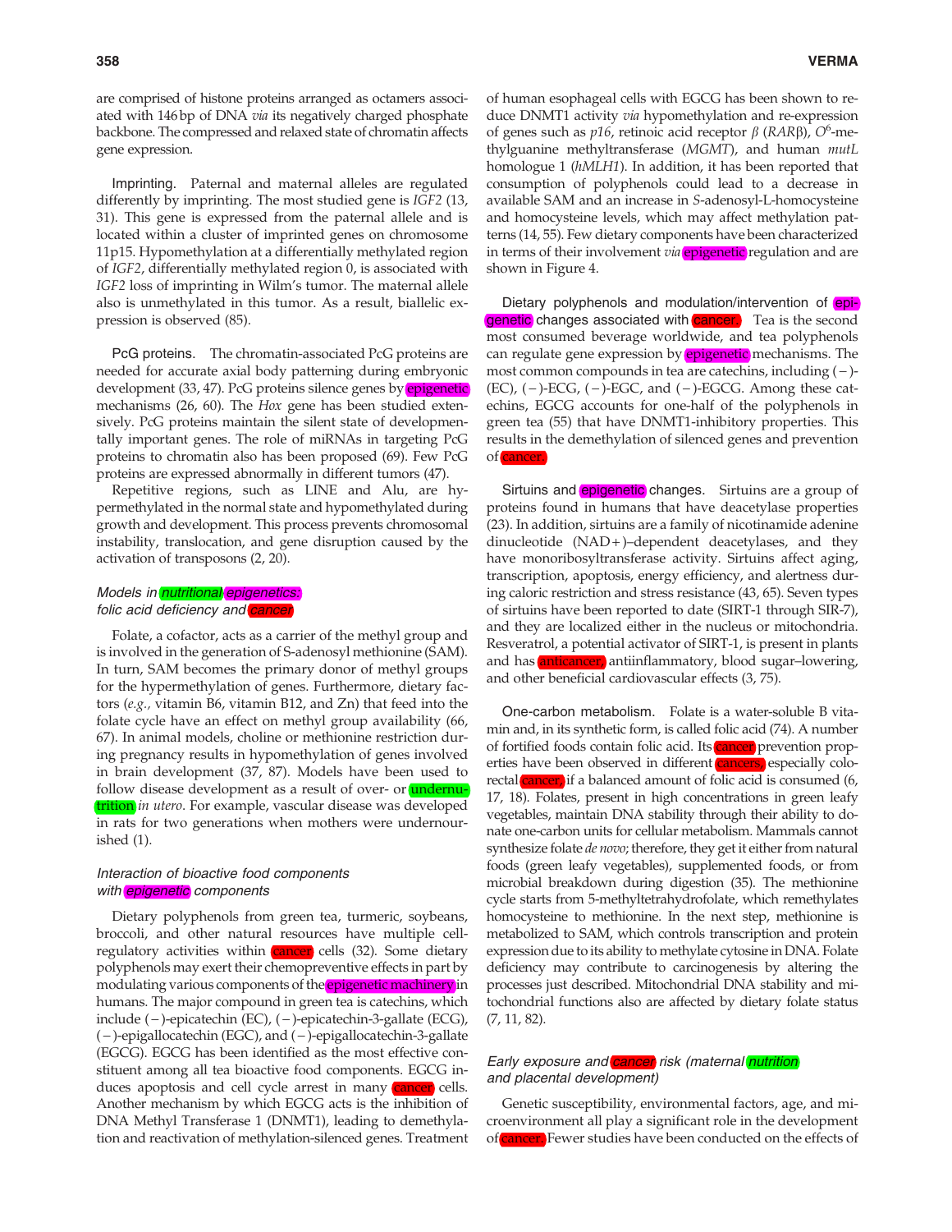are comprised of histone proteins arranged as octamers associated with 146 bp of DNA *via* its negatively charged phosphate backbone. The compressed and relaxed state of chromatin affects gene expression.

**Imprinting.** Paternal and maternal alleles are regulated differently by imprinting. The most studied gene is *IGF2* (13, 31). This gene is expressed from the paternal allele and is located within a cluster of imprinted genes on chromosome 11p15. Hypomethylation at a differentially methylated region of *IGF2*, differentially methylated region 0, is associated with *IGF2* loss of imprinting in Wilm's tumor. The maternal allele also is unmethylated in this tumor. As a result, biallelic expression is observed (85).

**PcG proteins.** The chromatin-associated PcG proteins are needed for accurate axial body patterning during embryonic development (33, 47). PcG proteins silence genes by epigenetic mechanisms (26, 60). The *Hox* gene has been studied extensively. PcG proteins maintain the silent state of developmentally important genes. The role of miRNAs in targeting PcG proteins to chromatin also has been proposed (69). Few PcG proteins are expressed abnormally in different tumors (47).

Repetitive regions, such as LINE and Alu, are hypermethylated in the normal state and hypomethylated during growth and development. This process prevents chromosomal instability, translocation, and gene disruption caused by the activation of transposons (2, 20).

### *Models in nutritional epigenetics: folic acid deficiency and cancer*

Folate, a cofactor, acts as a carrier of the methyl group and is involved in the generation of S-adenosyl methionine (SAM). In turn, SAM becomes the primary donor of methyl groups for the hypermethylation of genes. Furthermore, dietary factors (*e.g.,* vitamin B6, vitamin B12, and Zn) that feed into the folate cycle have an effect on methyl group availability (66, 67). In animal models, choline or methionine restriction during pregnancy results in hypomethylation of genes involved in brain development (37, 87). Models have been used to follow disease development as a result of over- or undernutrition *in utero*. For example, vascular disease was developed in rats for two generations when mothers were undernourished (1).

### *Interaction of bioactive food components with epigenetic components*

Dietary polyphenols from green tea, turmeric, soybeans, broccoli, and other natural resources have multiple cell-regulatory activities within cancer cells (32). Some dietary polyphenols may exert their chemopreventive effects in part by modulating various components of the epigenetic machinery in humans. The major compound in green tea is catechins, which include (−)-epicatechin (EC), (−)-epicatechin-3-gallate (ECG), (−)-epigallocatechin (EGC), and (−)-epigallocatechin-3-gallate (EGCG). EGCG has been identified as the most effective constituent among all tea bioactive food components. EGCG induces apoptosis and cell cycle arrest in many cancer cells. Another mechanism by which EGCG acts is the inhibition of DNA Methyl Transferase 1 (DNMT1), leading to demethylation and reactivation of methylation-silenced genes. Treatment of human esophageal cells with EGCG has been shown to reduce DNMT1 activity *via* hypomethylation and re-expression of genes such as *p16*, retinoic acid receptor $\beta$ (*RAR*$\beta$), $O^6$-methylguanine methyltransferase (*MGMT*), and human *mutL* homologue 1 (*hMLH1*). In addition, it has been reported that consumption of polyphenols could lead to a decrease in available SAM and an increase in *S*-adenosyl-L-homocysteine and homocysteine levels, which may affect methylation patterns (14, 55). Few dietary components have been characterized in terms of their involvement *via* epigenetic regulation and are shown in Figure 4.

**Dietary polyphenols and modulation/intervention of epigenetic changes associated with cancer.** Tea is the second most consumed beverage worldwide, and tea polyphenols can regulate gene expression by epigenetic mechanisms. The most common compounds in tea are catechins, including (−)-(EC), (−)-ECG, (−)-EGC, and (−)-EGCG. Among these catechins, EGCG accounts for one-half of the polyphenols in green tea (55) that have DNMT1-inhibitory properties. This results in the demethylation of silenced genes and prevention of cancer.

**Sirtuins and epigenetic changes.** Sirtuins are a group of proteins found in humans that have deacetylase properties (23). In addition, sirtuins are a family of nicotinamide adenine dinucleotide (NAD+)–dependent deacetylases, and they have monoribosyltransferase activity. Sirtuins affect aging, transcription, apoptosis, energy efficiency, and alertness during caloric restriction and stress resistance (43, 65). Seven types of sirtuins have been reported to date (SIRT-1 through SIR-7), and they are localized either in the nucleus or mitochondria. Resveratrol, a potential activator of SIRT-1, is present in plants and has anticancer, antiinflammatory, blood sugar–lowering, and other beneficial cardiovascular effects (3, 75).

**One-carbon metabolism.** Folate is a water-soluble B vitamin and, in its synthetic form, is called folic acid (74). A number of fortified foods contain folic acid. Its cancer prevention properties have been observed in different cancers, especially colorectal cancer, if a balanced amount of folic acid is consumed (6, 17, 18). Folates, present in high concentrations in green leafy vegetables, maintain DNA stability through their ability to donate one-carbon units for cellular metabolism. Mammals cannot synthesize folate *de novo*; therefore, they get it either from natural foods (green leafy vegetables), supplemented foods, or from microbial breakdown during digestion (35). The methionine cycle starts from 5-methyltetrahydrofolate, which remethylates homocysteine to methionine. In the next step, methionine is metabolized to SAM, which controls transcription and protein expression due to its ability to methylate cytosine in DNA. Folate deficiency may contribute to carcinogenesis by altering the processes just described. Mitochondrial DNA stability and mitochondrial functions also are affected by dietary folate status (7, 11, 82).

### *Early exposure and cancer risk (maternal nutrition and placental development)*

Genetic susceptibility, environmental factors, age, and microenvironment all play a significant role in the development of cancer. Fewer studies have been conducted on the effects of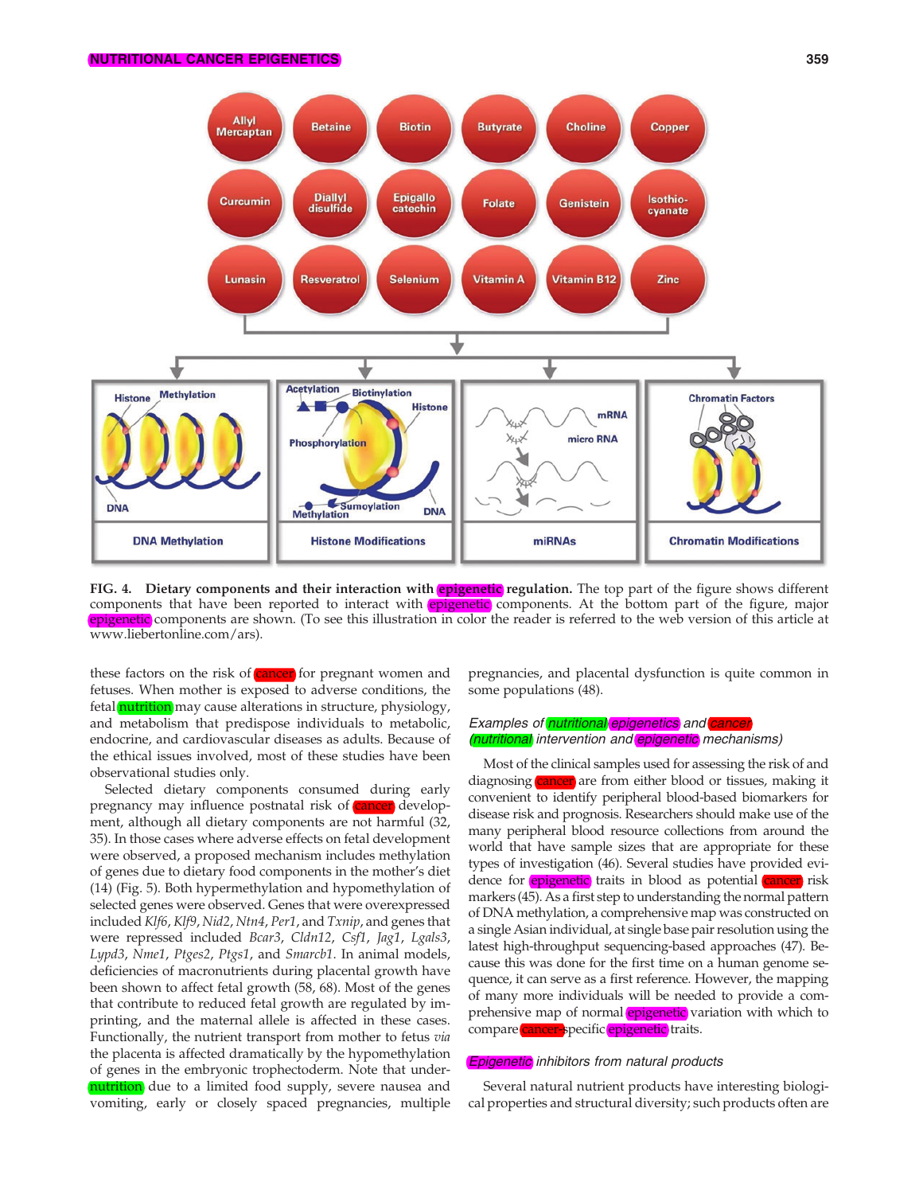**FIG. 4. Dietary components and their interaction with epigenetic regulation.** The top part of the figure shows different components that have been reported to interact with epigenetic components. At the bottom part of the figure, major epigenetic components are shown. (To see this illustration in color the reader is referred to the web version of this article at www.liebertonline.com/ars).

these factors on the risk of cancer for pregnant women and fetuses. When mother is exposed to adverse conditions, the fetal nutrition may cause alterations in structure, physiology, and metabolism that predispose individuals to metabolic, endocrine, and cardiovascular diseases as adults. Because of the ethical issues involved, most of these studies have been observational studies only.

Selected dietary components consumed during early pregnancy may influence postnatal risk of cancer development, although all dietary components are not harmful (32, 35). In those cases where adverse effects on fetal development were observed, a proposed mechanism includes methylation of genes due to dietary food components in the mother's diet (14) (Fig. 5). Both hypermethylation and hypomethylation of selected genes were observed. Genes that were overexpressed included *Klf6*, *Klf9*, *Nid2*, *Ntn4*, *Per1*, and *Txnip*, and genes that were repressed included *Bcar3*, *Cldn12*, *Csf1*, *Jag1*, *Lgals3*, *Lypd3*, *Nme1*, *Ptges2*, *Ptgs1*, and *Smarcb1*. In animal models, deficiencies of macronutrients during placental growth have been shown to affect fetal growth (58, 68). Most of the genes that contribute to reduced fetal growth are regulated by imprinting, and the maternal allele is affected in these cases. Functionally, the nutrient transport from mother to fetus *via* the placenta is affected dramatically by the hypomethylation of genes in the embryonic trophectoderm. Note that undernutrition due to a limited food supply, severe nausea and vomiting, early or closely spaced pregnancies, multiple pregnancies, and placental dysfunction is quite common in some populations (48).

### *Examples of nutritional epigenetics and cancer (nutritional intervention and epigenetic mechanisms)*

Most of the clinical samples used for assessing the risk of and diagnosing cancer are from either blood or tissues, making it convenient to identify peripheral blood-based biomarkers for disease risk and prognosis. Researchers should make use of the many peripheral blood resource collections from around the world that have sample sizes that are appropriate for these types of investigation (46). Several studies have provided evidence for epigenetic traits in blood as potential cancer risk markers (45). As a first step to understanding the normal pattern of DNA methylation, a comprehensive map was constructed on a single Asian individual, at single base pair resolution using the latest high-throughput sequencing-based approaches (47). Because this was done for the first time on a human genome sequence, it can serve as a first reference. However, the mapping of many more individuals will be needed to provide a comprehensive map of normal epigenetic variation with which to compare cancer-specific epigenetic traits.

### *Epigenetic inhibitors from natural products*

Several natural nutrient products have interesting biological properties and structural diversity; such products often are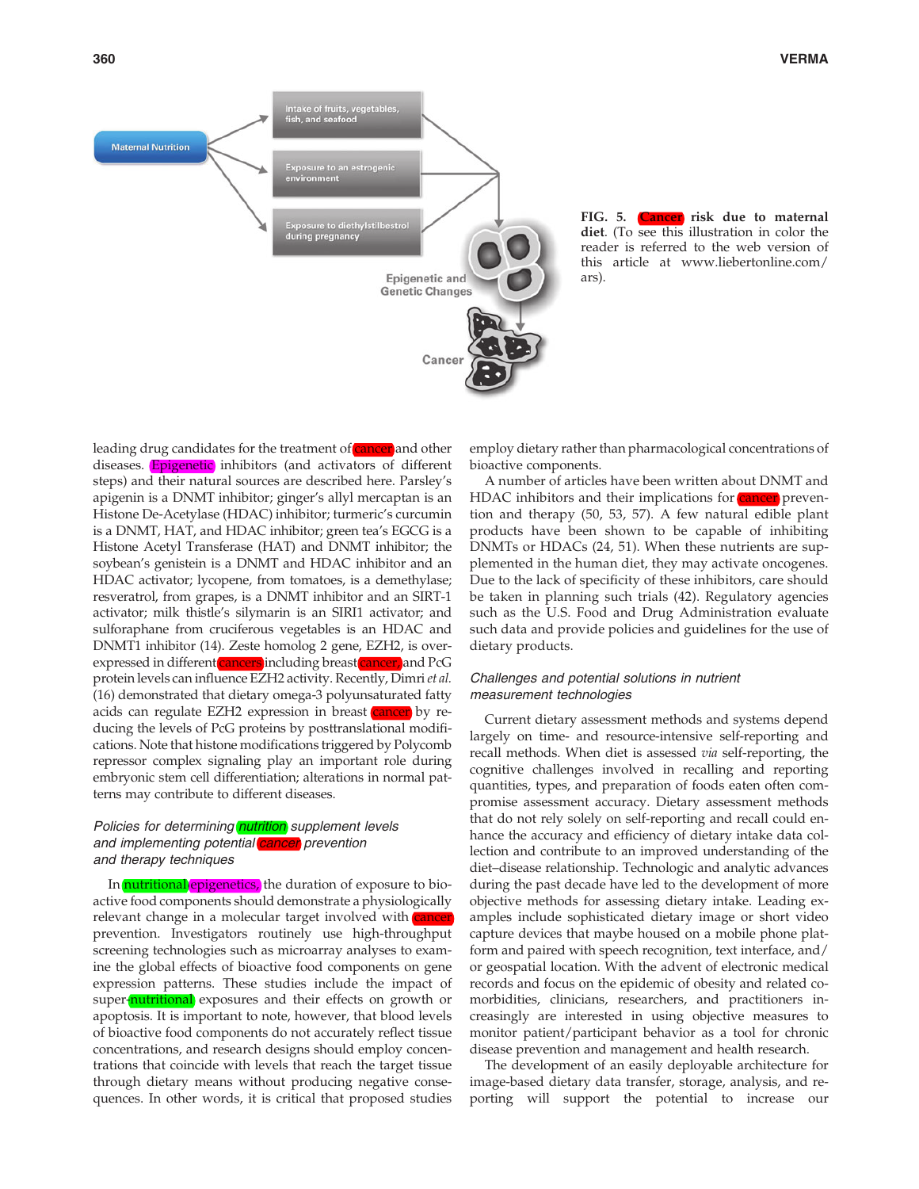FIG. 5. **Cancer risk due to maternal diet**. (To see this illustration in color the reader is referred to the web version of this article at www.liebertonline.com/ars).

leading drug candidates for the treatment of cancer and other diseases. Epigenetic inhibitors (and activators of different steps) and their natural sources are described here. Parsley's apigenin is a DNMT inhibitor; ginger's allyl mercaptan is an Histone De-Acetylase (HDAC) inhibitor; turmeric's curcumin is a DNMT, HAT, and HDAC inhibitor; green tea's EGCG is a Histone Acetyl Transferase (HAT) and DNMT inhibitor; the soybean's genistein is a DNMT and HDAC inhibitor and an HDAC activator; lycopene, from tomatoes, is a demethylase; resveratrol, from grapes, is a DNMT inhibitor and an SIRT-1 activator; milk thistle's silymarin is an SIRI1 activator; and sulforaphane from cruciferous vegetables is an HDAC and DNMT1 inhibitor (14). Zeste homolog 2 gene, EZH2, is overexpressed in different cancers including breast cancer, and PcG protein levels can influence EZH2 activity. Recently, Dimri *et al.* (16) demonstrated that dietary omega-3 polyunsaturated fatty acids can regulate EZH2 expression in breast cancer by reducing the levels of PcG proteins by posttranslational modifications. Note that histone modifications triggered by Polycomb repressor complex signaling play an important role during embryonic stem cell differentiation; alterations in normal patterns may contribute to different diseases.

### *Policies for determining nutrition supplement levels and implementing potential cancer prevention and therapy techniques*

In nutritional epigenetics, the duration of exposure to bioactive food components should demonstrate a physiologically relevant change in a molecular target involved with cancer prevention. Investigators routinely use high-throughput screening technologies such as microarray analyses to examine the global effects of bioactive food components on gene expression patterns. These studies include the impact of super-nutritional exposures and their effects on growth or apoptosis. It is important to note, however, that blood levels of bioactive food components do not accurately reflect tissue concentrations, and research designs should employ concentrations that coincide with levels that reach the target tissue through dietary means without producing negative consequences. In other words, it is critical that proposed studies employ dietary rather than pharmacological concentrations of bioactive components.

A number of articles have been written about DNMT and HDAC inhibitors and their implications for cancer prevention and therapy (50, 53, 57). A few natural edible plant products have been shown to be capable of inhibiting DNMTs or HDACs (24, 51). When these nutrients are supplemented in the human diet, they may activate oncogenes. Due to the lack of specificity of these inhibitors, care should be taken in planning such trials (42). Regulatory agencies such as the U.S. Food and Drug Administration evaluate such data and provide policies and guidelines for the use of dietary products.

### *Challenges and potential solutions in nutrient measurement technologies*

Current dietary assessment methods and systems depend largely on time- and resource-intensive self-reporting and recall methods. When diet is assessed *via* self-reporting, the cognitive challenges involved in recalling and reporting quantities, types, and preparation of foods eaten often compromise assessment accuracy. Dietary assessment methods that do not rely solely on self-reporting and recall could enhance the accuracy and efficiency of dietary intake data collection and contribute to an improved understanding of the diet–disease relationship. Technologic and analytic advances during the past decade have led to the development of more objective methods for assessing dietary intake. Leading examples include sophisticated dietary image or short video capture devices that maybe housed on a mobile phone platform and paired with speech recognition, text interface, and/or geospatial location. With the advent of electronic medical records and focus on the epidemic of obesity and related comorbidities, clinicians, researchers, and practitioners increasingly are interested in using objective measures to monitor patient/participant behavior as a tool for chronic disease prevention and management and health research.

The development of an easily deployable architecture for image-based dietary data transfer, storage, analysis, and reporting will support the potential to increase our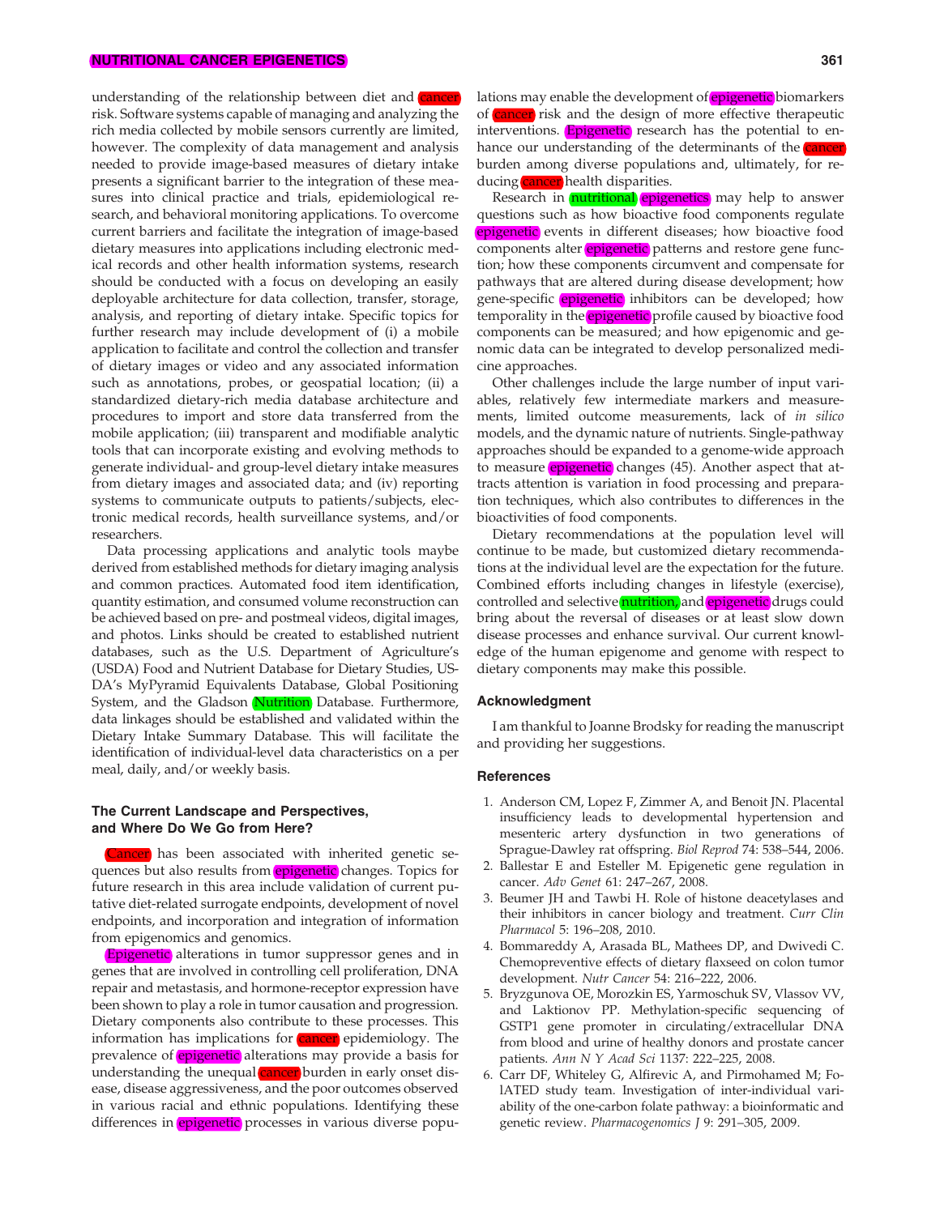understanding of the relationship between diet and cancer risk. Software systems capable of managing and analyzing the rich media collected by mobile sensors currently are limited, however. The complexity of data management and analysis needed to provide image-based measures of dietary intake presents a significant barrier to the integration of these measures into clinical practice and trials, epidemiological research, and behavioral monitoring applications. To overcome current barriers and facilitate the integration of image-based dietary measures into applications including electronic medical records and other health information systems, research should be conducted with a focus on developing an easily deployable architecture for data collection, transfer, storage, analysis, and reporting of dietary intake. Specific topics for further research may include development of (i) a mobile application to facilitate and control the collection and transfer of dietary images or video and any associated information such as annotations, probes, or geospatial location; (ii) a standardized dietary-rich media database architecture and procedures to import and store data transferred from the mobile application; (iii) transparent and modifiable analytic tools that can incorporate existing and evolving methods to generate individual- and group-level dietary intake measures from dietary images and associated data; and (iv) reporting systems to communicate outputs to patients/subjects, electronic medical records, health surveillance systems, and/or researchers.

Data processing applications and analytic tools maybe derived from established methods for dietary imaging analysis and common practices. Automated food item identification, quantity estimation, and consumed volume reconstruction can be achieved based on pre- and postmeal videos, digital images, and photos. Links should be created to established nutrient databases, such as the U.S. Department of Agriculture's (USDA) Food and Nutrient Database for Dietary Studies, USDA's MyPyramid Equivalents Database, Global Positioning System, and the Gladson Nutrition Database. Furthermore, data linkages should be established and validated within the Dietary Intake Summary Database. This will facilitate the identification of individual-level data characteristics on a per meal, daily, and/or weekly basis.

### The Current Landscape and Perspectives, and Where Do We Go from Here?

Cancer has been associated with inherited genetic sequences but also results from epigenetic changes. Topics for future research in this area include validation of current putative diet-related surrogate endpoints, development of novel endpoints, and incorporation and integration of information from epigenomics and genomics.

Epigenetic alterations in tumor suppressor genes and in genes that are involved in controlling cell proliferation, DNA repair and metastasis, and hormone-receptor expression have been shown to play a role in tumor causation and progression. Dietary components also contribute to these processes. This information has implications for cancer epidemiology. The prevalence of epigenetic alterations may provide a basis for understanding the unequal cancer burden in early onset disease, disease aggressiveness, and the poor outcomes observed in various racial and ethnic populations. Identifying these differences in epigenetic processes in various diverse populations may enable the development of epigenetic biomarkers of cancer risk and the design of more effective therapeutic interventions. Epigenetic research has the potential to enhance our understanding of the determinants of the cancer burden among diverse populations and, ultimately, for reducing cancer health disparities.

Research in nutritional epigenetics may help to answer questions such as how bioactive food components regulate epigenetic events in different diseases; how bioactive food components alter epigenetic patterns and restore gene function; how these components circumvent and compensate for pathways that are altered during disease development; how gene-specific epigenetic inhibitors can be developed; how temporality in the epigenetic profile caused by bioactive food components can be measured; and how epigenomic and genomic data can be integrated to develop personalized medicine approaches.

Other challenges include the large number of input variables, relatively few intermediate markers and measurements, limited outcome measurements, lack of *in silico* models, and the dynamic nature of nutrients. Single-pathway approaches should be expanded to a genome-wide approach to measure epigenetic changes (45). Another aspect that attracts attention is variation in food processing and preparation techniques, which also contributes to differences in the bioactivities of food components.

Dietary recommendations at the population level will continue to be made, but customized dietary recommendations at the individual level are the expectation for the future. Combined efforts including changes in lifestyle (exercise), controlled and selective nutrition, and epigenetic drugs could bring about the reversal of diseases or at least slow down disease processes and enhance survival. Our current knowledge of the human epigenome and genome with respect to dietary components may make this possible.

### Acknowledgment

I am thankful to Joanne Brodsky for reading the manuscript and providing her suggestions.

### References

1. Anderson CM, Lopez F, Zimmer A, and Benoit JN. Placental insufficiency leads to developmental hypertension and mesenteric artery dysfunction in two generations of Sprague-Dawley rat offspring. *Biol Reprod* 74: 538–544, 2006.
2. Ballestar E and Esteller M. Epigenetic gene regulation in cancer. *Adv Genet* 61: 247–267, 2008.
3. Beumer JH and Tawbi H. Role of histone deacetylases and their inhibitors in cancer biology and treatment. *Curr Clin Pharmacol* 5: 196–208, 2010.
4. Bommareddy A, Arasada BL, Mathees DP, and Dwivedi C. Chemopreventive effects of dietary flaxseed on colon tumor development. *Nutr Cancer* 54: 216–222, 2006.
5. Bryzgunova OE, Morozkin ES, Yarmoschuk SV, Vlassov VV, and Laktionov PP. Methylation-specific sequencing of GSTP1 gene promoter in circulating/extracellular DNA from blood and urine of healthy donors and prostate cancer patients. *Ann N Y Acad Sci* 1137: 222–225, 2008.
6. Carr DF, Whiteley G, Alfirevic A, and Pirmohamed M; FolATED study team. Investigation of inter-individual variability of the one-carbon folate pathway: a bioinformatic and genetic review. *Pharmacogenomics J* 9: 291–305, 2009.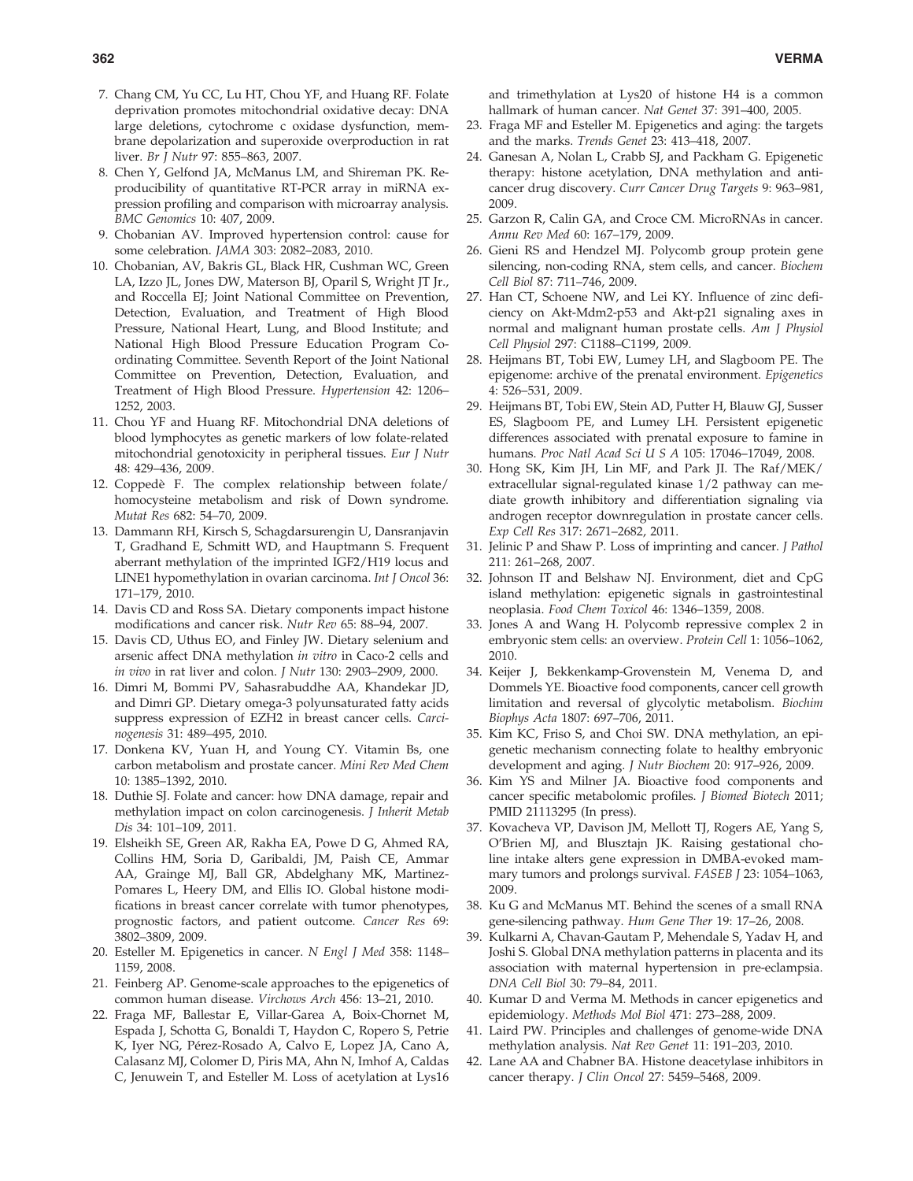7. Chang CM, Yu CC, Lu HT, Chou YF, and Huang RF. Folate deprivation promotes mitochondrial oxidative decay: DNA large deletions, cytochrome c oxidase dysfunction, membrane depolarization and superoxide overproduction in rat liver. *Br J Nutr* 97: 855–863, 2007.
8. Chen Y, Gelfond JA, McManus LM, and Shireman PK. Reproducibility of quantitative RT-PCR array in miRNA expression profiling and comparison with microarray analysis. *BMC Genomics* 10: 407, 2009.
9. Chobanian AV. Improved hypertension control: cause for some celebration. *JAMA* 303: 2082–2083, 2010.
10. Chobanian, AV, Bakris GL, Black HR, Cushman WC, Green LA, Izzo JL, Jones DW, Materson BJ, Oparil S, Wright JT Jr., and Roccella EJ; Joint National Committee on Prevention, Detection, Evaluation, and Treatment of High Blood Pressure, National Heart, Lung, and Blood Institute; and National High Blood Pressure Education Program Coordinating Committee. Seventh Report of the Joint National Committee on Prevention, Detection, Evaluation, and Treatment of High Blood Pressure. *Hypertension* 42: 1206–1252, 2003.
11. Chou YF and Huang RF. Mitochondrial DNA deletions of blood lymphocytes as genetic markers of low folate-related mitochondrial genotoxicity in peripheral tissues. *Eur J Nutr* 48: 429–436, 2009.
12. Coppedè F. The complex relationship between folate/homocysteine metabolism and risk of Down syndrome. *Mutat Res* 682: 54–70, 2009.
13. Dammann RH, Kirsch S, Schagdarsurengin U, Dansranjavin T, Gradhand E, Schmitt WD, and Hauptmann S. Frequent aberrant methylation of the imprinted IGF2/H19 locus and LINE1 hypomethylation in ovarian carcinoma. *Int J Oncol* 36: 171–179, 2010.
14. Davis CD and Ross SA. Dietary components impact histone modifications and cancer risk. *Nutr Rev* 65: 88–94, 2007.
15. Davis CD, Uthus EO, and Finley JW. Dietary selenium and arsenic affect DNA methylation *in vitro* in Caco-2 cells and *in vivo* in rat liver and colon. *J Nutr* 130: 2903–2909, 2000.
16. Dimri M, Bommi PV, Sahasrabuddhe AA, Khandekar JD, and Dimri GP. Dietary omega-3 polyunsaturated fatty acids suppress expression of EZH2 in breast cancer cells. *Carcinogenesis* 31: 489–495, 2010.
17. Donkena KV, Yuan H, and Young CY. Vitamin Bs, one carbon metabolism and prostate cancer. *Mini Rev Med Chem* 10: 1385–1392, 2010.
18. Duthie SJ. Folate and cancer: how DNA damage, repair and methylation impact on colon carcinogenesis. *J Inherit Metab Dis* 34: 101–109, 2011.
19. Elsheikh SE, Green AR, Rakha EA, Powe D G, Ahmed RA, Collins HM, Soria D, Garibaldi, JM, Paish CE, Ammar AA, Grainge MJ, Ball GR, Abdelghany MK, Martinez-Pomares L, Heery DM, and Ellis IO. Global histone modifications in breast cancer correlate with tumor phenotypes, prognostic factors, and patient outcome. *Cancer Res* 69: 3802–3809, 2009.
20. Esteller M. Epigenetics in cancer. *N Engl J Med* 358: 1148–1159, 2008.
21. Feinberg AP. Genome-scale approaches to the epigenetics of common human disease. *Virchows Arch* 456: 13–21, 2010.
22. Fraga MF, Ballestar E, Villar-Garea A, Boix-Chornet M, Espada J, Schotta G, Bonaldi T, Haydon C, Ropero S, Petrie K, Iyer NG, Pérez-Rosado A, Calvo E, Lopez JA, Cano A, Calasanz MJ, Colomer D, Piris MA, Ahn N, Imhof A, Caldas C, Jenuwein T, and Esteller M. Loss of acetylation at Lys16 and trimethylation at Lys20 of histone H4 is a common hallmark of human cancer. *Nat Genet* 37: 391–400, 2005.
23. Fraga MF and Esteller M. Epigenetics and aging: the targets and the marks. *Trends Genet* 23: 413–418, 2007.
24. Ganesan A, Nolan L, Crabb SJ, and Packham G. Epigenetic therapy: histone acetylation, DNA methylation and anti-cancer drug discovery. *Curr Cancer Drug Targets* 9: 963–981, 2009.
25. Garzon R, Calin GA, and Croce CM. MicroRNAs in cancer. *Annu Rev Med* 60: 167–179, 2009.
26. Gieni RS and Hendzel MJ. Polycomb group protein gene silencing, non-coding RNA, stem cells, and cancer. *Biochem Cell Biol* 87: 711–746, 2009.
27. Han CT, Schoene NW, and Lei KY. Influence of zinc deficiency on Akt-Mdm2-p53 and Akt-p21 signaling axes in normal and malignant human prostate cells. *Am J Physiol Cell Physiol* 297: C1188–C1199, 2009.
28. Heijmans BT, Tobi EW, Lumey LH, and Slagboom PE. The epigenome: archive of the prenatal environment. *Epigenetics* 4: 526–531, 2009.
29. Heijmans BT, Tobi EW, Stein AD, Putter H, Blauw GJ, Susser ES, Slagboom PE, and Lumey LH. Persistent epigenetic differences associated with prenatal exposure to famine in humans. *Proc Natl Acad Sci U S A* 105: 17046–17049, 2008.
30. Hong SK, Kim JH, Lin MF, and Park JI. The Raf/MEK/extracellular signal-regulated kinase 1/2 pathway can mediate growth inhibitory and differentiation signaling via androgen receptor downregulation in prostate cancer cells. *Exp Cell Res* 317: 2671–2682, 2011.
31. Jelinic P and Shaw P. Loss of imprinting and cancer. *J Pathol* 211: 261–268, 2007.
32. Johnson IT and Belshaw NJ. Environment, diet and CpG island methylation: epigenetic signals in gastrointestinal neoplasia. *Food Chem Toxicol* 46: 1346–1359, 2008.
33. Jones A and Wang H. Polycomb repressive complex 2 in embryonic stem cells: an overview. *Protein Cell* 1: 1056–1062, 2010.
34. Keijer J, Bekkenkamp-Grovenstein M, Venema D, and Dommels YE. Bioactive food components, cancer cell growth limitation and reversal of glycolytic metabolism. *Biochim Biophys Acta* 1807: 697–706, 2011.
35. Kim KC, Friso S, and Choi SW. DNA methylation, an epigenetic mechanism connecting folate to healthy embryonic development and aging. *J Nutr Biochem* 20: 917–926, 2009.
36. Kim YS and Milner JA. Bioactive food components and cancer specific metabolomic profiles. *J Biomed Biotech* 2011; PMID 21113295 (In press).
37. Kovacheva VP, Davison JM, Mellott TJ, Rogers AE, Yang S, O'Brien MJ, and Blusztajn JK. Raising gestational choline intake alters gene expression in DMBA-evoked mammary tumors and prolongs survival. *FASEB J* 23: 1054–1063, 2009.
38. Ku G and McManus MT. Behind the scenes of a small RNA gene-silencing pathway. *Hum Gene Ther* 19: 17–26, 2008.
39. Kulkarni A, Chavan-Gautam P, Mehendale S, Yadav H, and Joshi S. Global DNA methylation patterns in placenta and its association with maternal hypertension in pre-eclampsia. *DNA Cell Biol* 30: 79–84, 2011.
40. Kumar D and Verma M. Methods in cancer epigenetics and epidemiology. *Methods Mol Biol* 471: 273–288, 2009.
41. Laird PW. Principles and challenges of genome-wide DNA methylation analysis. *Nat Rev Genet* 11: 191–203, 2010.
42. Lane AA and Chabner BA. Histone deacetylase inhibitors in cancer therapy. *J Clin Oncol* 27: 5459–5468, 2009.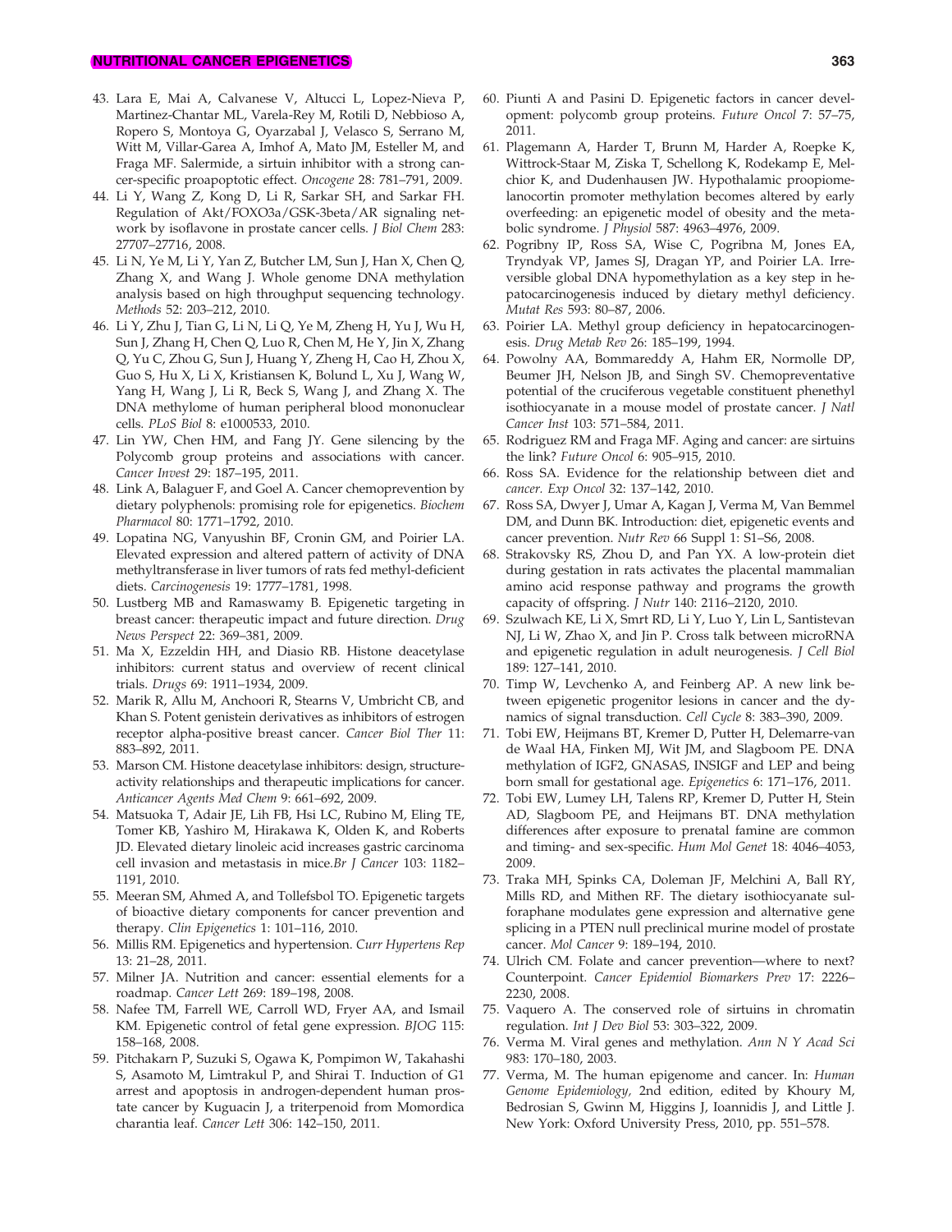43. Lara E, Mai A, Calvanese V, Altucci L, Lopez-Nieva P, Martinez-Chantar ML, Varela-Rey M, Rotili D, Nebbioso A, Ropero S, Montoya G, Oyarzabal J, Velasco S, Serrano M, Witt M, Villar-Garea A, Imhof A, Mato JM, Esteller M, and Fraga MF. Salermide, a sirtuin inhibitor with a strong cancer-specific proapoptotic effect. *Oncogene* 28: 781–791, 2009.
44. Li Y, Wang Z, Kong D, Li R, Sarkar SH, and Sarkar FH. Regulation of Akt/FOXO3a/GSK-3beta/AR signaling network by isoflavone in prostate cancer cells. *J Biol Chem* 283: 27707–27716, 2008.
45. Li N, Ye M, Li Y, Yan Z, Butcher LM, Sun J, Han X, Chen Q, Zhang X, and Wang J. Whole genome DNA methylation analysis based on high throughput sequencing technology. *Methods* 52: 203–212, 2010.
46. Li Y, Zhu J, Tian G, Li N, Li Q, Ye M, Zheng H, Yu J, Wu H, Sun J, Zhang H, Chen Q, Luo R, Chen M, He Y, Jin X, Zhang Q, Yu C, Zhou G, Sun J, Huang Y, Zheng H, Cao H, Zhou X, Guo S, Hu X, Li X, Kristiansen K, Bolund L, Xu J, Wang W, Yang H, Wang J, Li R, Beck S, Wang J, and Zhang X. The DNA methylome of human peripheral blood mononuclear cells. *PLoS Biol* 8: e1000533, 2010.
47. Lin YW, Chen HM, and Fang JY. Gene silencing by the Polycomb group proteins and associations with cancer. *Cancer Invest* 29: 187–195, 2011.
48. Link A, Balaguer F, and Goel A. Cancer chemoprevention by dietary polyphenols: promising role for epigenetics. *Biochem Pharmacol* 80: 1771–1792, 2010.
49. Lopatina NG, Vanyushin BF, Cronin GM, and Poirier LA. Elevated expression and altered pattern of activity of DNA methyltransferase in liver tumors of rats fed methyl-deficient diets. *Carcinogenesis* 19: 1777–1781, 1998.
50. Lustberg MB and Ramaswamy B. Epigenetic targeting in breast cancer: therapeutic impact and future direction. *Drug News Perspect* 22: 369–381, 2009.
51. Ma X, Ezzeldin HH, and Diasio RB. Histone deacetylase inhibitors: current status and overview of recent clinical trials. *Drugs* 69: 1911–1934, 2009.
52. Marik R, Allu M, Anchoori R, Stearns V, Umbricht CB, and Khan S. Potent genistein derivatives as inhibitors of estrogen receptor alpha-positive breast cancer. *Cancer Biol Ther* 11: 883–892, 2011.
53. Marson CM. Histone deacetylase inhibitors: design, structure-activity relationships and therapeutic implications for cancer. *Anticancer Agents Med Chem* 9: 661–692, 2009.
54. Matsuoka T, Adair JE, Lih FB, Hsi LC, Rubino M, Eling TE, Tomer KB, Yashiro M, Hirakawa K, Olden K, and Roberts JD. Elevated dietary linoleic acid increases gastric carcinoma cell invasion and metastasis in mice.*Br J Cancer* 103: 1182–1191, 2010.
55. Meeran SM, Ahmed A, and Tollefsbol TO. Epigenetic targets of bioactive dietary components for cancer prevention and therapy. *Clin Epigenetics* 1: 101–116, 2010.
56. Millis RM. Epigenetics and hypertension. *Curr Hypertens Rep* 13: 21–28, 2011.
57. Milner JA. Nutrition and cancer: essential elements for a roadmap. *Cancer Lett* 269: 189–198, 2008.
58. Nafee TM, Farrell WE, Carroll WD, Fryer AA, and Ismail KM. Epigenetic control of fetal gene expression. *BJOG* 115: 158–168, 2008.
59. Pitchakarn P, Suzuki S, Ogawa K, Pompimon W, Takahashi S, Asamoto M, Limtrakul P, and Shirai T. Induction of G1 arrest and apoptosis in androgen-dependent human prostate cancer by Kuguacin J, a triterpenoid from Momordica charantia leaf. *Cancer Lett* 306: 142–150, 2011.
60. Piunti A and Pasini D. Epigenetic factors in cancer development: polycomb group proteins. *Future Oncol* 7: 57–75, 2011.
61. Plagemann A, Harder T, Brunn M, Harder A, Roepke K, Wittrock-Staar M, Ziska T, Schellong K, Rodekamp E, Melchior K, and Dudenhausen JW. Hypothalamic proopiomelanocortin promoter methylation becomes altered by early overfeeding: an epigenetic model of obesity and the metabolic syndrome. *J Physiol* 587: 4963–4976, 2009.
62. Pogribny IP, Ross SA, Wise C, Pogribna M, Jones EA, Tryndyak VP, James SJ, Dragan YP, and Poirier LA. Irreversible global DNA hypomethylation as a key step in hepatocarcinogenesis induced by dietary methyl deficiency. *Mutat Res* 593: 80–87, 2006.
63. Poirier LA. Methyl group deficiency in hepatocarcinogenesis. *Drug Metab Rev* 26: 185–199, 1994.
64. Powolny AA, Bommareddy A, Hahm ER, Normolle DP, Beumer JH, Nelson JB, and Singh SV. Chemopreventative potential of the cruciferous vegetable constituent phenethyl isothiocyanate in a mouse model of prostate cancer. *J Natl Cancer Inst* 103: 571–584, 2011.
65. Rodriguez RM and Fraga MF. Aging and cancer: are sirtuins the link? *Future Oncol* 6: 905–915, 2010.
66. Ross SA. Evidence for the relationship between diet and *cancer. Exp Oncol* 32: 137–142, 2010.
67. Ross SA, Dwyer J, Umar A, Kagan J, Verma M, Van Bemmel DM, and Dunn BK. Introduction: diet, epigenetic events and cancer prevention. *Nutr Rev* 66 Suppl 1: S1–S6, 2008.
68. Strakovsky RS, Zhou D, and Pan YX. A low-protein diet during gestation in rats activates the placental mammalian amino acid response pathway and programs the growth capacity of offspring. *J Nutr* 140: 2116–2120, 2010.
69. Szulwach KE, Li X, Smrt RD, Li Y, Luo Y, Lin L, Santistevan NJ, Li W, Zhao X, and Jin P. Cross talk between microRNA and epigenetic regulation in adult neurogenesis. *J Cell Biol* 189: 127–141, 2010.
70. Timp W, Levchenko A, and Feinberg AP. A new link between epigenetic progenitor lesions in cancer and the dynamics of signal transduction. *Cell Cycle* 8: 383–390, 2009.
71. Tobi EW, Heijmans BT, Kremer D, Putter H, Delemarre-van de Waal HA, Finken MJ, Wit JM, and Slagboom PE. DNA methylation of IGF2, GNASAS, INSIGF and LEP and being born small for gestational age. *Epigenetics* 6: 171–176, 2011.
72. Tobi EW, Lumey LH, Talens RP, Kremer D, Putter H, Stein AD, Slagboom PE, and Heijmans BT. DNA methylation differences after exposure to prenatal famine are common and timing- and sex-specific. *Hum Mol Genet* 18: 4046–4053, 2009.
73. Traka MH, Spinks CA, Doleman JF, Melchini A, Ball RY, Mills RD, and Mithen RF. The dietary isothiocyanate sulforaphane modulates gene expression and alternative gene splicing in a PTEN null preclinical murine model of prostate cancer. *Mol Cancer* 9: 189–194, 2010.
74. Ulrich CM. Folate and cancer prevention—where to next? Counterpoint. *Cancer Epidemiol Biomarkers Prev* 17: 2226–2230, 2008.
75. Vaquero A. The conserved role of sirtuins in chromatin regulation. *Int J Dev Biol* 53: 303–322, 2009.
76. Verma M. Viral genes and methylation. *Ann N Y Acad Sci* 983: 170–180, 2003.
77. Verma, M. The human epigenome and cancer. In: *Human Genome Epidemiology,* 2nd edition, edited by Khoury M, Bedrosian S, Gwinn M, Higgins J, Ioannidis J, and Little J. New York: Oxford University Press, 2010, pp. 551–578.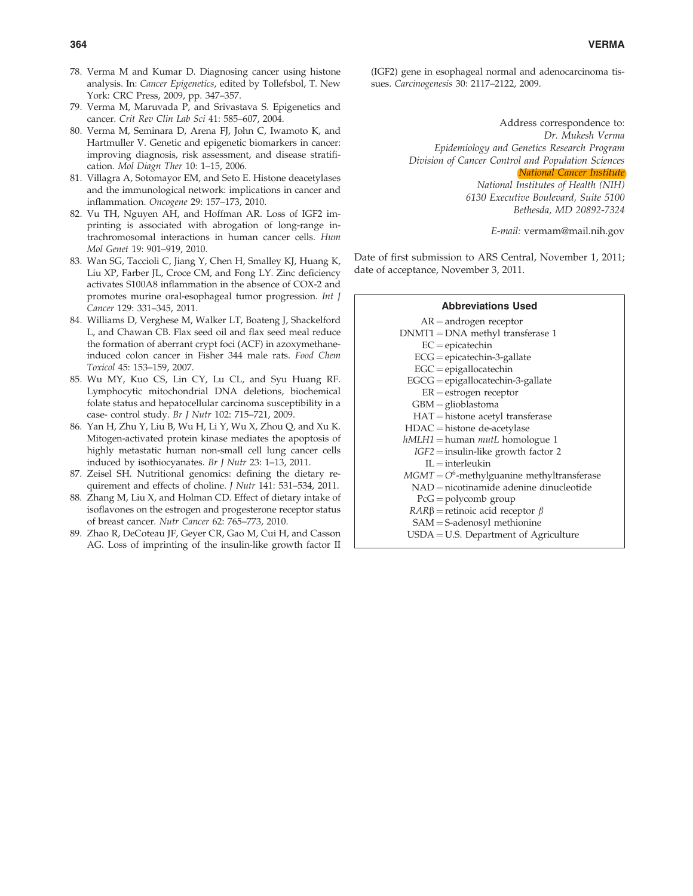78. Verma M and Kumar D. Diagnosing cancer using histone analysis. In: *Cancer Epigenetics*, edited by Tollefsbol, T. New York: CRC Press, 2009, pp. 347–357.
79. Verma M, Maruvada P, and Srivastava S. Epigenetics and cancer. *Crit Rev Clin Lab Sci* 41: 585–607, 2004.
80. Verma M, Seminara D, Arena FJ, John C, Iwamoto K, and Hartmuller V. Genetic and epigenetic biomarkers in cancer: improving diagnosis, risk assessment, and disease stratification. *Mol Diagn Ther* 10: 1–15, 2006.
81. Villagra A, Sotomayor EM, and Seto E. Histone deacetylases and the immunological network: implications in cancer and inflammation. *Oncogene* 29: 157–173, 2010.
82. Vu TH, Nguyen AH, and Hoffman AR. Loss of IGF2 imprinting is associated with abrogation of long-range intrachromosomal interactions in human cancer cells. *Hum Mol Genet* 19: 901–919, 2010.
83. Wan SG, Taccioli C, Jiang Y, Chen H, Smalley KJ, Huang K, Liu XP, Farber JL, Croce CM, and Fong LY. Zinc deficiency activates S100A8 inflammation in the absence of COX-2 and promotes murine oral-esophageal tumor progression. *Int J Cancer* 129: 331–345, 2011.
84. Williams D, Verghese M, Walker LT, Boateng J, Shackelford L, and Chawan CB. Flax seed oil and flax seed meal reduce the formation of aberrant crypt foci (ACF) in azoxymethane-induced colon cancer in Fisher 344 male rats. *Food Chem Toxicol* 45: 153–159, 2007.
85. Wu MY, Kuo CS, Lin CY, Lu CL, and Syu Huang RF. Lymphocytic mitochondrial DNA deletions, biochemical folate status and hepatocellular carcinoma susceptibility in a case- control study. *Br J Nutr* 102: 715–721, 2009.
86. Yan H, Zhu Y, Liu B, Wu H, Li Y, Wu X, Zhou Q, and Xu K. Mitogen-activated protein kinase mediates the apoptosis of highly metastatic human non-small cell lung cancer cells induced by isothiocyanates. *Br J Nutr* 23: 1–13, 2011.
87. Zeisel SH. Nutritional genomics: defining the dietary requirement and effects of choline. *J Nutr* 141: 531–534, 2011.
88. Zhang M, Liu X, and Holman CD. Effect of dietary intake of isoflavones on the estrogen and progesterone receptor status of breast cancer. *Nutr Cancer* 62: 765–773, 2010.
89. Zhao R, DeCoteau JF, Geyer CR, Gao M, Cui H, and Casson AG. Loss of imprinting of the insulin-like growth factor II (IGF2) gene in esophageal normal and adenocarcinoma tissues. *Carcinogenesis* 30: 2117–2122, 2009.

Address correspondence to:
*Dr. Mukesh Verma*
*Epidemiology and Genetics Research Program*
*Division of Cancer Control and Population Sciences*
*National Cancer Institute*
*National Institutes of Health (NIH)*
*6130 Executive Boulevard, Suite 5100*
*Bethesda, MD 20892-7324*

*E-mail:* vermam@mail.nih.gov

Date of first submission to ARS Central, November 1, 2011; date of acceptance, November 3, 2011.

**Abbreviations Used**

AR = androgen receptor
DNMT1 = DNA methyl transferase 1
EC = epicatechin
ECG = epicatechin-3-gallate
EGC = epigallocatechin
EGCG = epigallocatechin-3-gallate
ER = estrogen receptor
GBM = glioblastoma
HAT = histone acetyl transferase
HDAC = histone de-acetylase
*hMLH1* = human *mutL* homologue 1
*IGF2* = insulin-like growth factor 2
IL = interleukin
*MGMT* = $O^6$-methylguanine methyltransferase
NAD = nicotinamide adenine dinucleotide
PcG = polycomb group
*RAR*β = retinoic acid receptor *β*
SAM = S-adenosyl methionine
USDA = U.S. Department of Agriculture